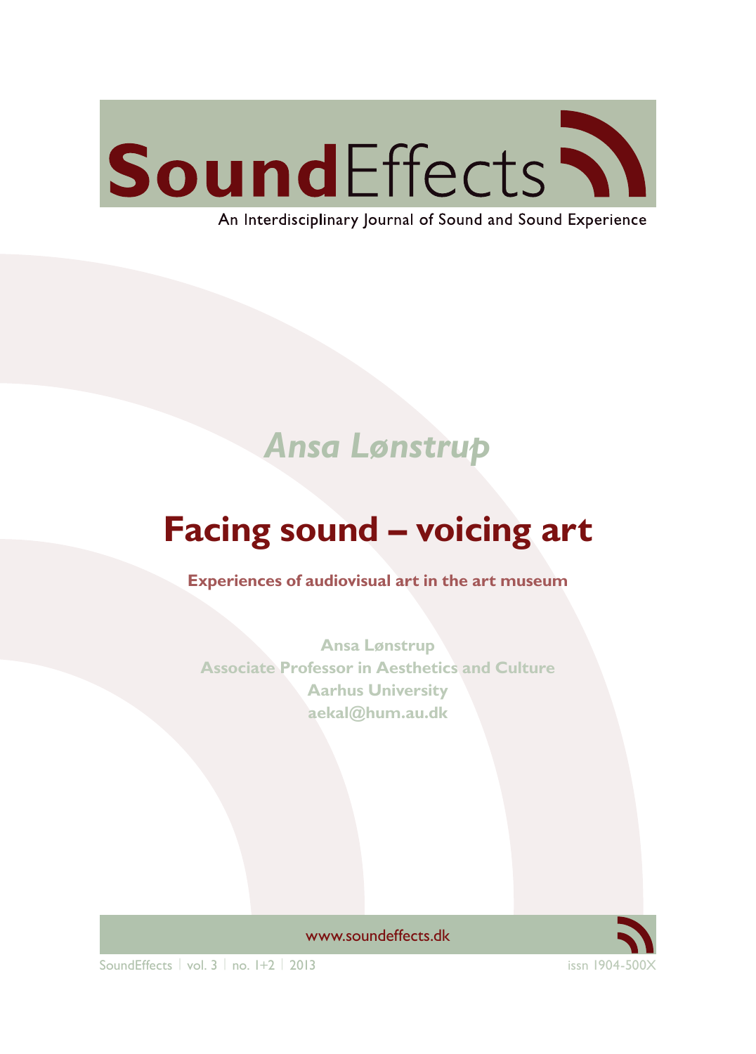# SoundEffects

An Interdisciplinary Journal of Sound and Sound Experience

*Ansa Lønstrup*

# Facing sound – voicing art

## Experiences of audiovisual art in the art museum

**Ansa Lønstrup**
**Associate Professor in Aesthetics and Culture**
**Aarhus University**
**aekal@hum.au.dk**

www.soundeffects.dk

SoundEffects | vol. 3 | no. 1+2 | 2013

issn 1904-500X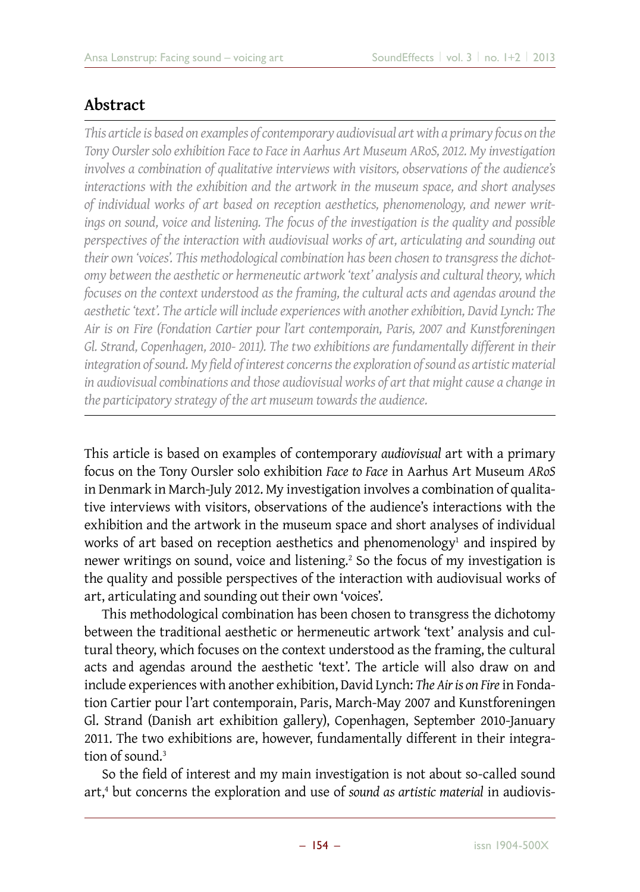## Abstract

*This article is based on examples of contemporary audiovisual art with a primary focus on the Tony Oursler solo exhibition Face to Face in Aarhus Art Museum ARoS, 2012. My investigation involves a combination of qualitative interviews with visitors, observations of the audience's interactions with the exhibition and the artwork in the museum space, and short analyses of individual works of art based on reception aesthetics, phenomenology, and newer writings on sound, voice and listening. The focus of the investigation is the quality and possible perspectives of the interaction with audiovisual works of art, articulating and sounding out their own 'voices'. This methodological combination has been chosen to transgress the dichotomy between the aesthetic or hermeneutic artwork 'text' analysis and cultural theory, which focuses on the context understood as the framing, the cultural acts and agendas around the aesthetic 'text'. The article will include experiences with another exhibition, David Lynch: The Air is on Fire (Fondation Cartier pour l'art contemporain, Paris, 2007 and Kunstforeningen Gl. Strand, Copenhagen, 2010- 2011). The two exhibitions are fundamentally different in their integration of sound. My field of interest concerns the exploration of sound as artistic material in audiovisual combinations and those audiovisual works of art that might cause a change in the participatory strategy of the art museum towards the audience.*

This article is based on examples of contemporary *audiovisual* art with a primary focus on the Tony Oursler solo exhibition *Face to Face* in Aarhus Art Museum *ARoS* in Denmark in March-July 2012. My investigation involves a combination of qualitative interviews with visitors, observations of the audience's interactions with the exhibition and the artwork in the museum space and short analyses of individual works of art based on reception aesthetics and phenomenology[1] and inspired by newer writings on sound, voice and listening.[2] So the focus of my investigation is the quality and possible perspectives of the interaction with audiovisual works of art, articulating and sounding out their own 'voices'.

This methodological combination has been chosen to transgress the dichotomy between the traditional aesthetic or hermeneutic artwork 'text' analysis and cultural theory, which focuses on the context understood as the framing, the cultural acts and agendas around the aesthetic 'text'. The article will also draw on and include experiences with another exhibition, David Lynch: *The Air is on Fire* in Fondation Cartier pour l'art contemporain, Paris, March-May 2007 and Kunstforeningen Gl. Strand (Danish art exhibition gallery), Copenhagen, September 2010-January 2011. The two exhibitions are, however, fundamentally different in their integration of sound.[3]

So the field of interest and my main investigation is not about so-called sound art,[4] but concerns the exploration and use of *sound as artistic material* in audiovis-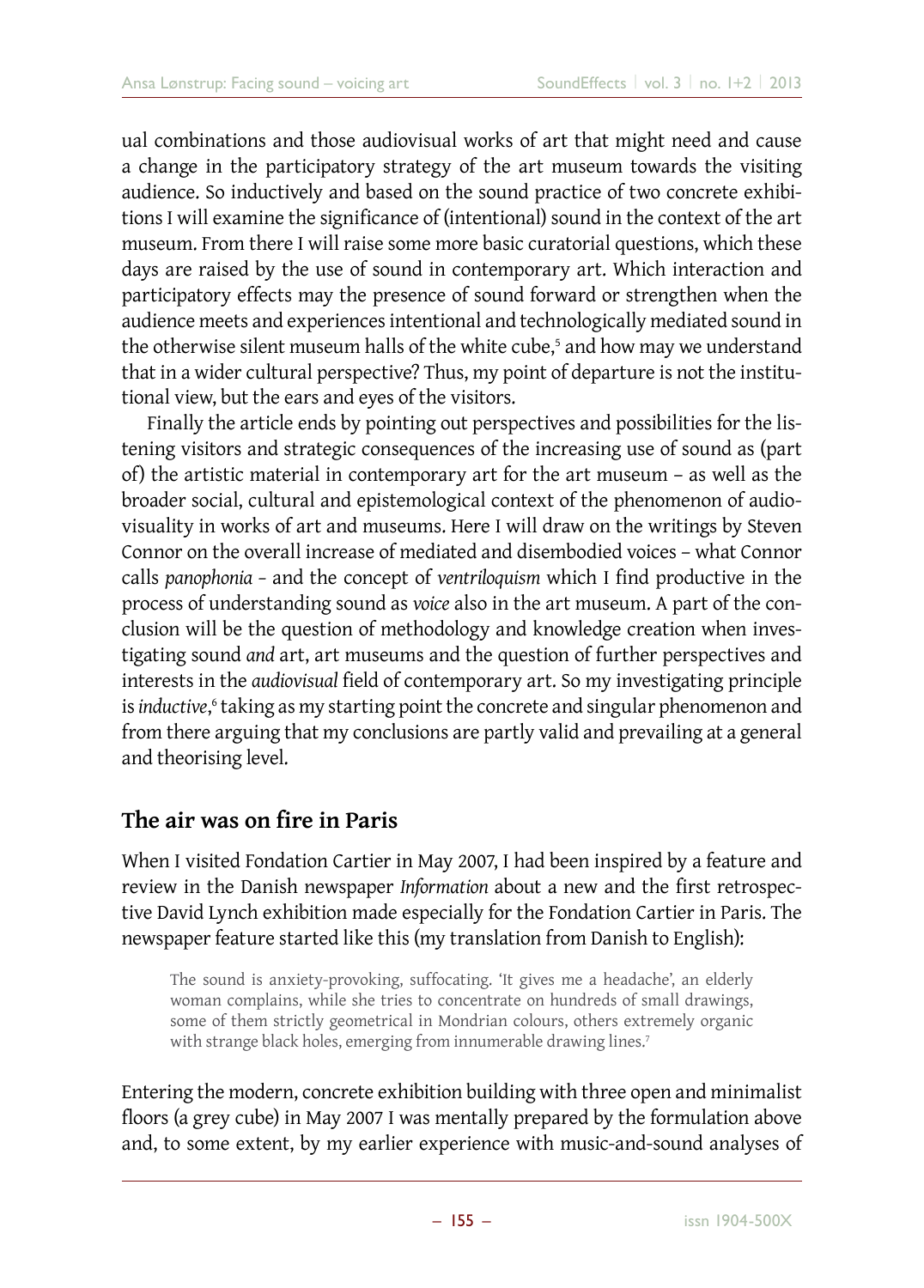ual combinations and those audiovisual works of art that might need and cause a change in the participatory strategy of the art museum towards the visiting audience. So inductively and based on the sound practice of two concrete exhibitions I will examine the significance of (intentional) sound in the context of the art museum. From there I will raise some more basic curatorial questions, which these days are raised by the use of sound in contemporary art. Which interaction and participatory effects may the presence of sound forward or strengthen when the audience meets and experiences intentional and technologically mediated sound in the otherwise silent museum halls of the white cube,[5] and how may we understand that in a wider cultural perspective? Thus, my point of departure is not the institutional view, but the ears and eyes of the visitors.

Finally the article ends by pointing out perspectives and possibilities for the listening visitors and strategic consequences of the increasing use of sound as (part of) the artistic material in contemporary art for the art museum – as well as the broader social, cultural and epistemological context of the phenomenon of audiovisuality in works of art and museums. Here I will draw on the writings by Steven Connor on the overall increase of mediated and disembodied voices – what Connor calls *panophonia* – and the concept of *ventriloquism* which I find productive in the process of understanding sound as *voice* also in the art museum. A part of the conclusion will be the question of methodology and knowledge creation when investigating sound *and* art, art museums and the question of further perspectives and interests in the *audiovisual* field of contemporary art. So my investigating principle is *inductive*,[6] taking as my starting point the concrete and singular phenomenon and from there arguing that my conclusions are partly valid and prevailing at a general and theorising level.

## The air was on fire in Paris

When I visited Fondation Cartier in May 2007, I had been inspired by a feature and review in the Danish newspaper *Information* about a new and the first retrospective David Lynch exhibition made especially for the Fondation Cartier in Paris. The newspaper feature started like this (my translation from Danish to English):

> The sound is anxiety-provoking, suffocating. 'It gives me a headache', an elderly woman complains, while she tries to concentrate on hundreds of small drawings, some of them strictly geometrical in Mondrian colours, others extremely organic with strange black holes, emerging from innumerable drawing lines.[7]

Entering the modern, concrete exhibition building with three open and minimalist floors (a grey cube) in May 2007 I was mentally prepared by the formulation above and, to some extent, by my earlier experience with music-and-sound analyses of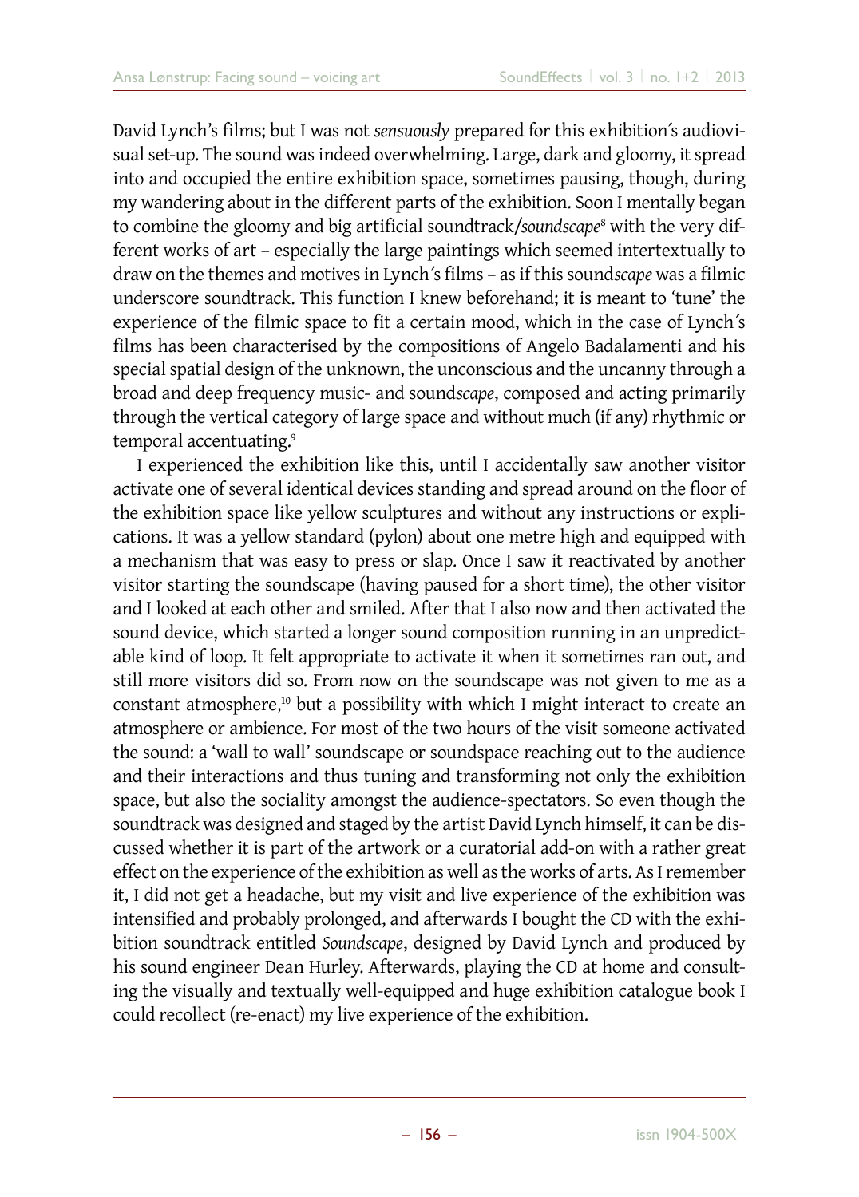David Lynch's films; but I was not *sensuously* prepared for this exhibition´s audiovisual set-up. The sound was indeed overwhelming. Large, dark and gloomy, it spread into and occupied the entire exhibition space, sometimes pausing, though, during my wandering about in the different parts of the exhibition. Soon I mentally began to combine the gloomy and big artificial soundtrack/*soundscape*[8] with the very different works of art – especially the large paintings which seemed intertextually to draw on the themes and motives in Lynch´s films – as if this sound*scape* was a filmic underscore soundtrack. This function I knew beforehand; it is meant to 'tune' the experience of the filmic space to fit a certain mood, which in the case of Lynch´s films has been characterised by the compositions of Angelo Badalamenti and his special spatial design of the unknown, the unconscious and the uncanny through a broad and deep frequency music- and sound*scape*, composed and acting primarily through the vertical category of large space and without much (if any) rhythmic or temporal accentuating.[9]

I experienced the exhibition like this, until I accidentally saw another visitor activate one of several identical devices standing and spread around on the floor of the exhibition space like yellow sculptures and without any instructions or explications. It was a yellow standard (pylon) about one metre high and equipped with a mechanism that was easy to press or slap. Once I saw it reactivated by another visitor starting the soundscape (having paused for a short time), the other visitor and I looked at each other and smiled. After that I also now and then activated the sound device, which started a longer sound composition running in an unpredictable kind of loop. It felt appropriate to activate it when it sometimes ran out, and still more visitors did so. From now on the soundscape was not given to me as a constant atmosphere,[10] but a possibility with which I might interact to create an atmosphere or ambience. For most of the two hours of the visit someone activated the sound: a 'wall to wall' soundscape or soundspace reaching out to the audience and their interactions and thus tuning and transforming not only the exhibition space, but also the sociality amongst the audience-spectators. So even though the soundtrack was designed and staged by the artist David Lynch himself, it can be discussed whether it is part of the artwork or a curatorial add-on with a rather great effect on the experience of the exhibition as well as the works of arts. As I remember it, I did not get a headache, but my visit and live experience of the exhibition was intensified and probably prolonged, and afterwards I bought the CD with the exhibition soundtrack entitled *Soundscape*, designed by David Lynch and produced by his sound engineer Dean Hurley. Afterwards, playing the CD at home and consulting the visually and textually well-equipped and huge exhibition catalogue book I could recollect (re-enact) my live experience of the exhibition.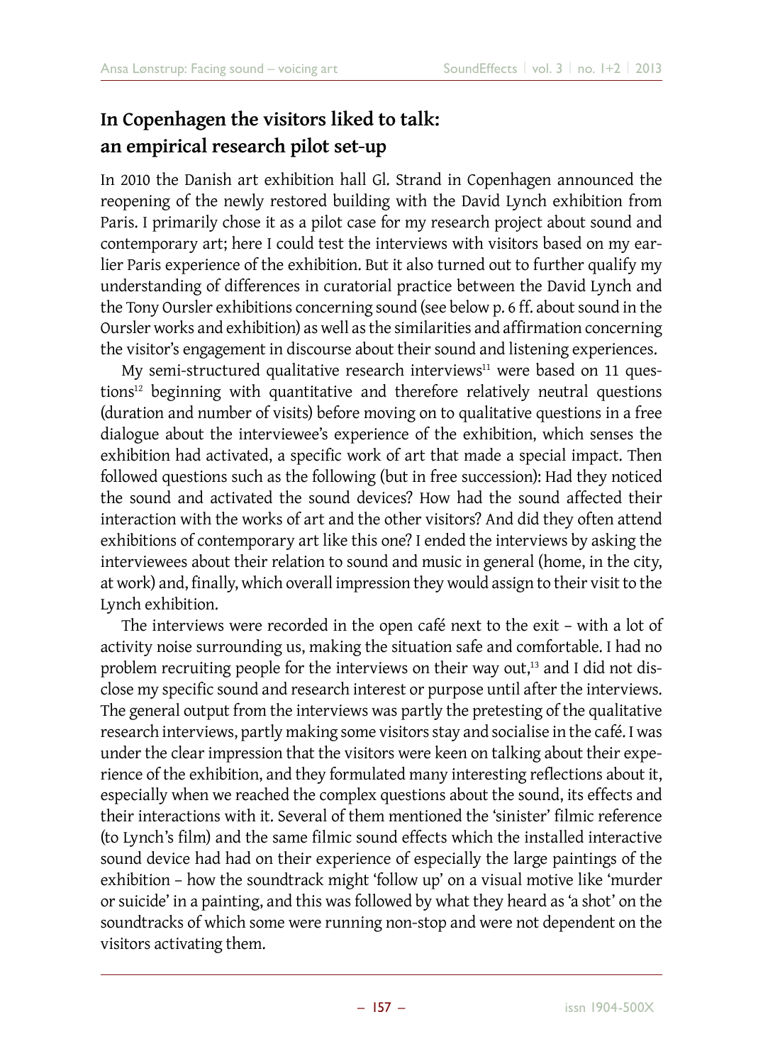## In Copenhagen the visitors liked to talk: an empirical research pilot set-up

In 2010 the Danish art exhibition hall Gl. Strand in Copenhagen announced the reopening of the newly restored building with the David Lynch exhibition from Paris. I primarily chose it as a pilot case for my research project about sound and contemporary art; here I could test the interviews with visitors based on my earlier Paris experience of the exhibition. But it also turned out to further qualify my understanding of differences in curatorial practice between the David Lynch and the Tony Oursler exhibitions concerning sound (see below p. 6 ff. about sound in the Oursler works and exhibition) as well as the similarities and affirmation concerning the visitor's engagement in discourse about their sound and listening experiences.

My semi-structured qualitative research interviews[11] were based on 11 questions[12] beginning with quantitative and therefore relatively neutral questions (duration and number of visits) before moving on to qualitative questions in a free dialogue about the interviewee's experience of the exhibition, which senses the exhibition had activated, a specific work of art that made a special impact. Then followed questions such as the following (but in free succession): Had they noticed the sound and activated the sound devices? How had the sound affected their interaction with the works of art and the other visitors? And did they often attend exhibitions of contemporary art like this one? I ended the interviews by asking the interviewees about their relation to sound and music in general (home, in the city, at work) and, finally, which overall impression they would assign to their visit to the Lynch exhibition.

The interviews were recorded in the open café next to the exit – with a lot of activity noise surrounding us, making the situation safe and comfortable. I had no problem recruiting people for the interviews on their way out,[13] and I did not disclose my specific sound and research interest or purpose until after the interviews. The general output from the interviews was partly the pretesting of the qualitative research interviews, partly making some visitors stay and socialise in the café. I was under the clear impression that the visitors were keen on talking about their experience of the exhibition, and they formulated many interesting reflections about it, especially when we reached the complex questions about the sound, its effects and their interactions with it. Several of them mentioned the 'sinister' filmic reference (to Lynch's film) and the same filmic sound effects which the installed interactive sound device had had on their experience of especially the large paintings of the exhibition – how the soundtrack might 'follow up' on a visual motive like 'murder or suicide' in a painting, and this was followed by what they heard as 'a shot' on the soundtracks of which some were running non-stop and were not dependent on the visitors activating them.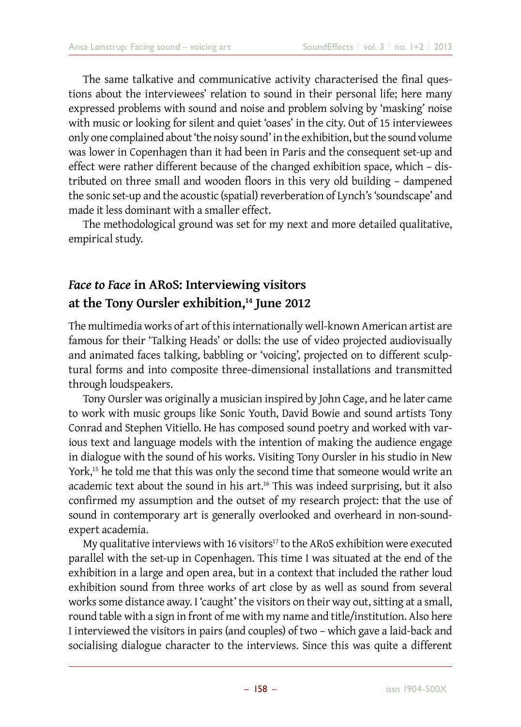The same talkative and communicative activity characterised the final questions about the interviewees' relation to sound in their personal life; here many expressed problems with sound and noise and problem solving by 'masking' noise with music or looking for silent and quiet 'oases' in the city. Out of 15 interviewees only one complained about 'the noisy sound' in the exhibition, but the sound volume was lower in Copenhagen than it had been in Paris and the consequent set-up and effect were rather different because of the changed exhibition space, which – distributed on three small and wooden floors in this very old building – dampened the sonic set-up and the acoustic (spatial) reverberation of Lynch's 'soundscape' and made it less dominant with a smaller effect.

The methodological ground was set for my next and more detailed qualitative, empirical study.

## *Face to Face* in ARoS: Interviewing visitors at the Tony Oursler exhibition,[14] June 2012

The multimedia works of art of this internationally well-known American artist are famous for their 'Talking Heads' or dolls: the use of video projected audiovisually and animated faces talking, babbling or 'voicing', projected on to different sculptural forms and into composite three-dimensional installations and transmitted through loudspeakers.

Tony Oursler was originally a musician inspired by John Cage, and he later came to work with music groups like Sonic Youth, David Bowie and sound artists Tony Conrad and Stephen Vitiello. He has composed sound poetry and worked with various text and language models with the intention of making the audience engage in dialogue with the sound of his works. Visiting Tony Oursler in his studio in New York,[15] he told me that this was only the second time that someone would write an academic text about the sound in his art.[16] This was indeed surprising, but it also confirmed my assumption and the outset of my research project: that the use of sound in contemporary art is generally overlooked and overheard in non-sound-expert academia.

My qualitative interviews with 16 visitors[17] to the ARoS exhibition were executed parallel with the set-up in Copenhagen. This time I was situated at the end of the exhibition in a large and open area, but in a context that included the rather loud exhibition sound from three works of art close by as well as sound from several works some distance away. I 'caught' the visitors on their way out, sitting at a small, round table with a sign in front of me with my name and title/institution. Also here I interviewed the visitors in pairs (and couples) of two – which gave a laid-back and socialising dialogue character to the interviews. Since this was quite a different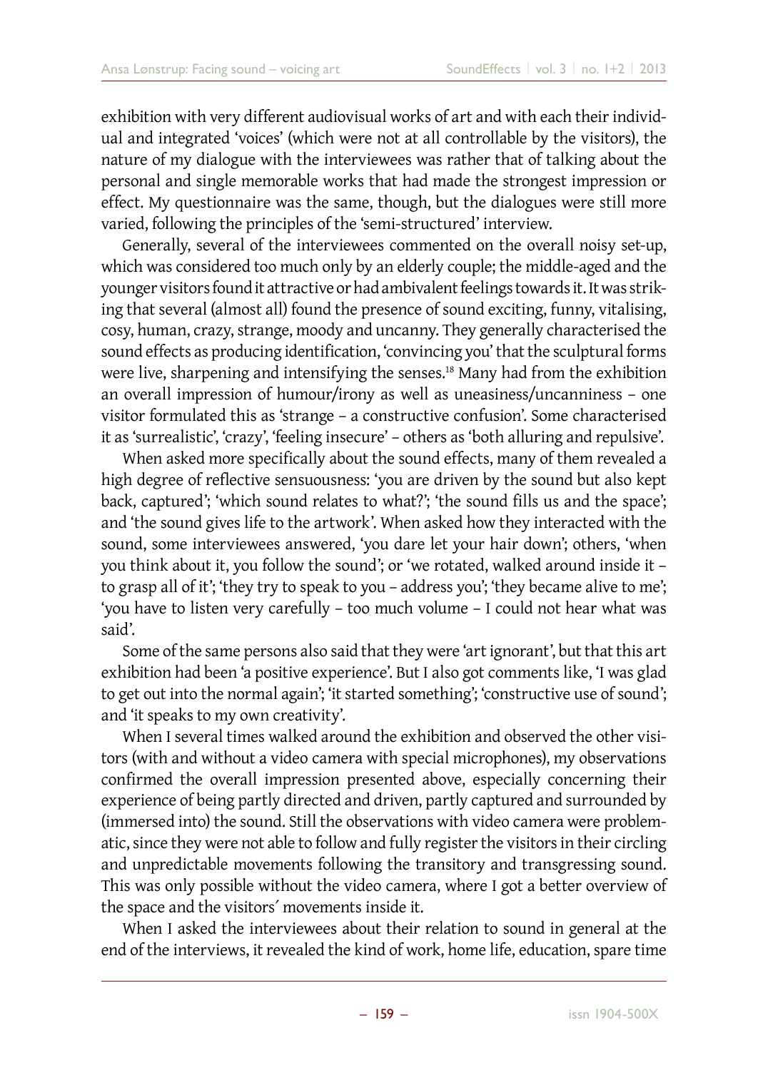exhibition with very different audiovisual works of art and with each their individual and integrated 'voices' (which were not at all controllable by the visitors), the nature of my dialogue with the interviewees was rather that of talking about the personal and single memorable works that had made the strongest impression or effect. My questionnaire was the same, though, but the dialogues were still more varied, following the principles of the 'semi-structured' interview.

Generally, several of the interviewees commented on the overall noisy set-up, which was considered too much only by an elderly couple; the middle-aged and the younger visitors found it attractive or had ambivalent feelings towards it. It was striking that several (almost all) found the presence of sound exciting, funny, vitalising, cosy, human, crazy, strange, moody and uncanny. They generally characterised the sound effects as producing identification, 'convincing you' that the sculptural forms were live, sharpening and intensifying the senses.[18] Many had from the exhibition an overall impression of humour/irony as well as uneasiness/uncanniness – one visitor formulated this as 'strange – a constructive confusion'. Some characterised it as 'surrealistic', 'crazy', 'feeling insecure' – others as 'both alluring and repulsive'.

When asked more specifically about the sound effects, many of them revealed a high degree of reflective sensuousness: 'you are driven by the sound but also kept back, captured'; 'which sound relates to what?'; 'the sound fills us and the space'; and 'the sound gives life to the artwork'. When asked how they interacted with the sound, some interviewees answered, 'you dare let your hair down'; others, 'when you think about it, you follow the sound'; or 'we rotated, walked around inside it – to grasp all of it'; 'they try to speak to you – address you'; 'they became alive to me'; 'you have to listen very carefully – too much volume – I could not hear what was said'.

Some of the same persons also said that they were 'art ignorant', but that this art exhibition had been 'a positive experience'. But I also got comments like, 'I was glad to get out into the normal again'; 'it started something'; 'constructive use of sound'; and 'it speaks to my own creativity'.

When I several times walked around the exhibition and observed the other visitors (with and without a video camera with special microphones), my observations confirmed the overall impression presented above, especially concerning their experience of being partly directed and driven, partly captured and surrounded by (immersed into) the sound. Still the observations with video camera were problematic, since they were not able to follow and fully register the visitors in their circling and unpredictable movements following the transitory and transgressing sound. This was only possible without the video camera, where I got a better overview of the space and the visitors´ movements inside it.

When I asked the interviewees about their relation to sound in general at the end of the interviews, it revealed the kind of work, home life, education, spare time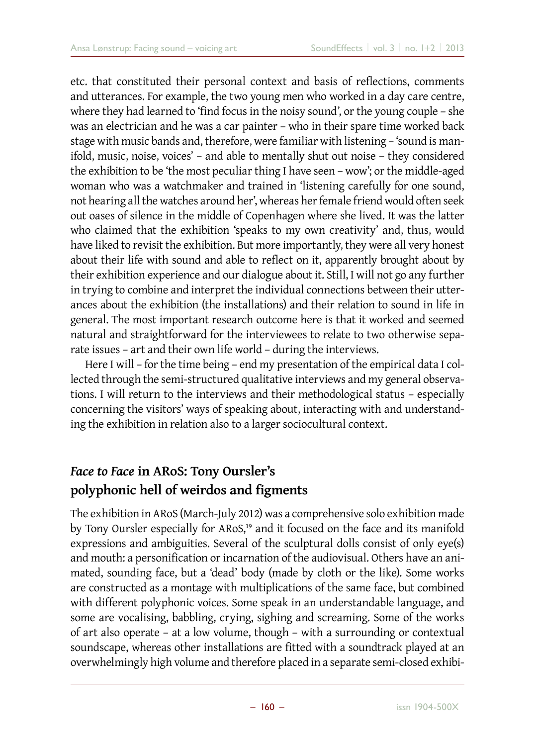etc. that constituted their personal context and basis of reflections, comments and utterances. For example, the two young men who worked in a day care centre, where they had learned to 'find focus in the noisy sound', or the young couple – she was an electrician and he was a car painter – who in their spare time worked back stage with music bands and, therefore, were familiar with listening – 'sound is manifold, music, noise, voices' – and able to mentally shut out noise – they considered the exhibition to be 'the most peculiar thing I have seen – wow'; or the middle-aged woman who was a watchmaker and trained in 'listening carefully for one sound, not hearing all the watches around her', whereas her female friend would often seek out oases of silence in the middle of Copenhagen where she lived. It was the latter who claimed that the exhibition 'speaks to my own creativity' and, thus, would have liked to revisit the exhibition. But more importantly, they were all very honest about their life with sound and able to reflect on it, apparently brought about by their exhibition experience and our dialogue about it. Still, I will not go any further in trying to combine and interpret the individual connections between their utterances about the exhibition (the installations) and their relation to sound in life in general. The most important research outcome here is that it worked and seemed natural and straightforward for the interviewees to relate to two otherwise separate issues – art and their own life world – during the interviews.

Here I will – for the time being – end my presentation of the empirical data I collected through the semi-structured qualitative interviews and my general observations. I will return to the interviews and their methodological status – especially concerning the visitors' ways of speaking about, interacting with and understanding the exhibition in relation also to a larger sociocultural context.

## *Face to Face* in ARoS: Tony Oursler's polyphonic hell of weirdos and figments

The exhibition in ARoS (March-July 2012) was a comprehensive solo exhibition made by Tony Oursler especially for ARoS,[19] and it focused on the face and its manifold expressions and ambiguities. Several of the sculptural dolls consist of only eye(s) and mouth: a personification or incarnation of the audiovisual. Others have an animated, sounding face, but a 'dead' body (made by cloth or the like). Some works are constructed as a montage with multiplications of the same face, but combined with different polyphonic voices. Some speak in an understandable language, and some are vocalising, babbling, crying, sighing and screaming. Some of the works of art also operate – at a low volume, though – with a surrounding or contextual soundscape, whereas other installations are fitted with a soundtrack played at an overwhelmingly high volume and therefore placed in a separate semi-closed exhibi-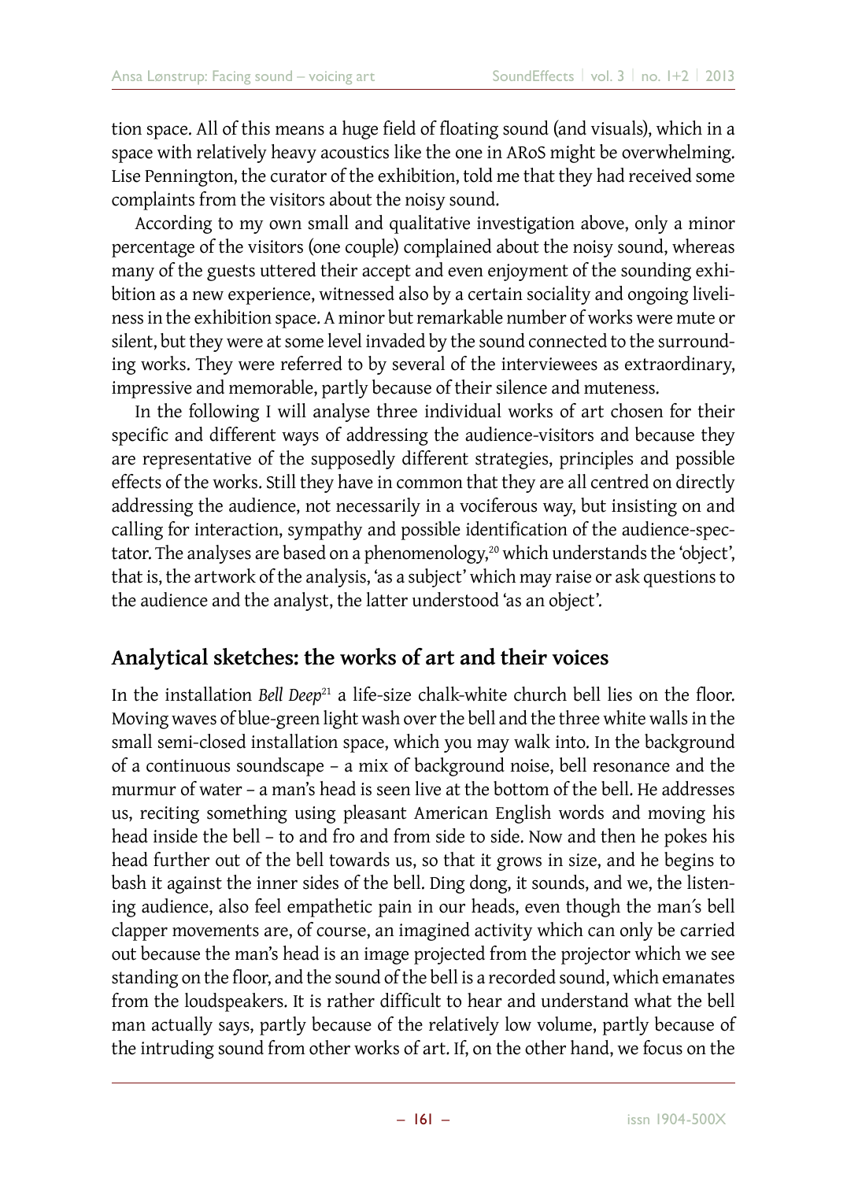tion space. All of this means a huge field of floating sound (and visuals), which in a space with relatively heavy acoustics like the one in ARoS might be overwhelming. Lise Pennington, the curator of the exhibition, told me that they had received some complaints from the visitors about the noisy sound.

According to my own small and qualitative investigation above, only a minor percentage of the visitors (one couple) complained about the noisy sound, whereas many of the guests uttered their accept and even enjoyment of the sounding exhibition as a new experience, witnessed also by a certain sociality and ongoing liveliness in the exhibition space. A minor but remarkable number of works were mute or silent, but they were at some level invaded by the sound connected to the surrounding works. They were referred to by several of the interviewees as extraordinary, impressive and memorable, partly because of their silence and muteness.

In the following I will analyse three individual works of art chosen for their specific and different ways of addressing the audience-visitors and because they are representative of the supposedly different strategies, principles and possible effects of the works. Still they have in common that they are all centred on directly addressing the audience, not necessarily in a vociferous way, but insisting on and calling for interaction, sympathy and possible identification of the audience-spectator. The analyses are based on a phenomenology,[20] which understands the 'object', that is, the artwork of the analysis, 'as a subject' which may raise or ask questions to the audience and the analyst, the latter understood 'as an object'.

## Analytical sketches: the works of art and their voices

In the installation *Bell Deep*[21] a life-size chalk-white church bell lies on the floor. Moving waves of blue-green light wash over the bell and the three white walls in the small semi-closed installation space, which you may walk into. In the background of a continuous soundscape – a mix of background noise, bell resonance and the murmur of water – a man's head is seen live at the bottom of the bell. He addresses us, reciting something using pleasant American English words and moving his head inside the bell – to and fro and from side to side. Now and then he pokes his head further out of the bell towards us, so that it grows in size, and he begins to bash it against the inner sides of the bell. Ding dong, it sounds, and we, the listening audience, also feel empathetic pain in our heads, even though the man's bell clapper movements are, of course, an imagined activity which can only be carried out because the man's head is an image projected from the projector which we see standing on the floor, and the sound of the bell is a recorded sound, which emanates from the loudspeakers. It is rather difficult to hear and understand what the bell man actually says, partly because of the relatively low volume, partly because of the intruding sound from other works of art. If, on the other hand, we focus on the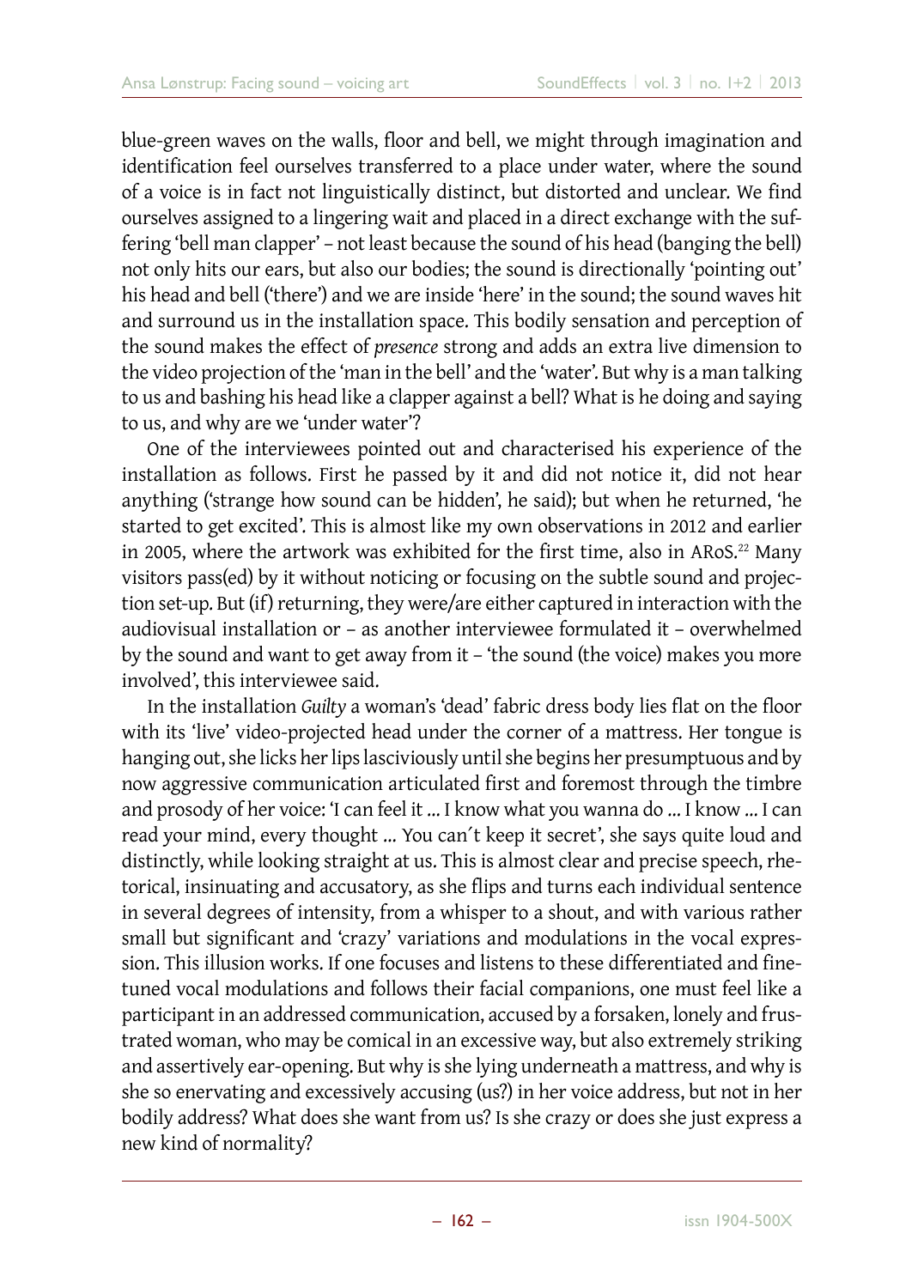blue-green waves on the walls, floor and bell, we might through imagination and identification feel ourselves transferred to a place under water, where the sound of a voice is in fact not linguistically distinct, but distorted and unclear. We find ourselves assigned to a lingering wait and placed in a direct exchange with the suffering 'bell man clapper' – not least because the sound of his head (banging the bell) not only hits our ears, but also our bodies; the sound is directionally 'pointing out' his head and bell ('there') and we are inside 'here' in the sound; the sound waves hit and surround us in the installation space. This bodily sensation and perception of the sound makes the effect of *presence* strong and adds an extra live dimension to the video projection of the 'man in the bell' and the 'water'. But why is a man talking to us and bashing his head like a clapper against a bell? What is he doing and saying to us, and why are we 'under water'?

One of the interviewees pointed out and characterised his experience of the installation as follows. First he passed by it and did not notice it, did not hear anything ('strange how sound can be hidden', he said); but when he returned, 'he started to get excited'. This is almost like my own observations in 2012 and earlier in 2005, where the artwork was exhibited for the first time, also in ARoS.[22] Many visitors pass(ed) by it without noticing or focusing on the subtle sound and projection set-up. But (if) returning, they were/are either captured in interaction with the audiovisual installation or – as another interviewee formulated it – overwhelmed by the sound and want to get away from it – 'the sound (the voice) makes you more involved', this interviewee said.

In the installation *Guilty* a woman's 'dead' fabric dress body lies flat on the floor with its 'live' video-projected head under the corner of a mattress. Her tongue is hanging out, she licks her lips lasciviously until she begins her presumptuous and by now aggressive communication articulated first and foremost through the timbre and prosody of her voice: 'I can feel it ... I know what you wanna do ... I know ... I can read your mind, every thought ... You can´t keep it secret', she says quite loud and distinctly, while looking straight at us. This is almost clear and precise speech, rhetorical, insinuating and accusatory, as she flips and turns each individual sentence in several degrees of intensity, from a whisper to a shout, and with various rather small but significant and 'crazy' variations and modulations in the vocal expression. This illusion works. If one focuses and listens to these differentiated and fine-tuned vocal modulations and follows their facial companions, one must feel like a participant in an addressed communication, accused by a forsaken, lonely and frustrated woman, who may be comical in an excessive way, but also extremely striking and assertively ear-opening. But why is she lying underneath a mattress, and why is she so enervating and excessively accusing (us?) in her voice address, but not in her bodily address? What does she want from us? Is she crazy or does she just express a new kind of normality?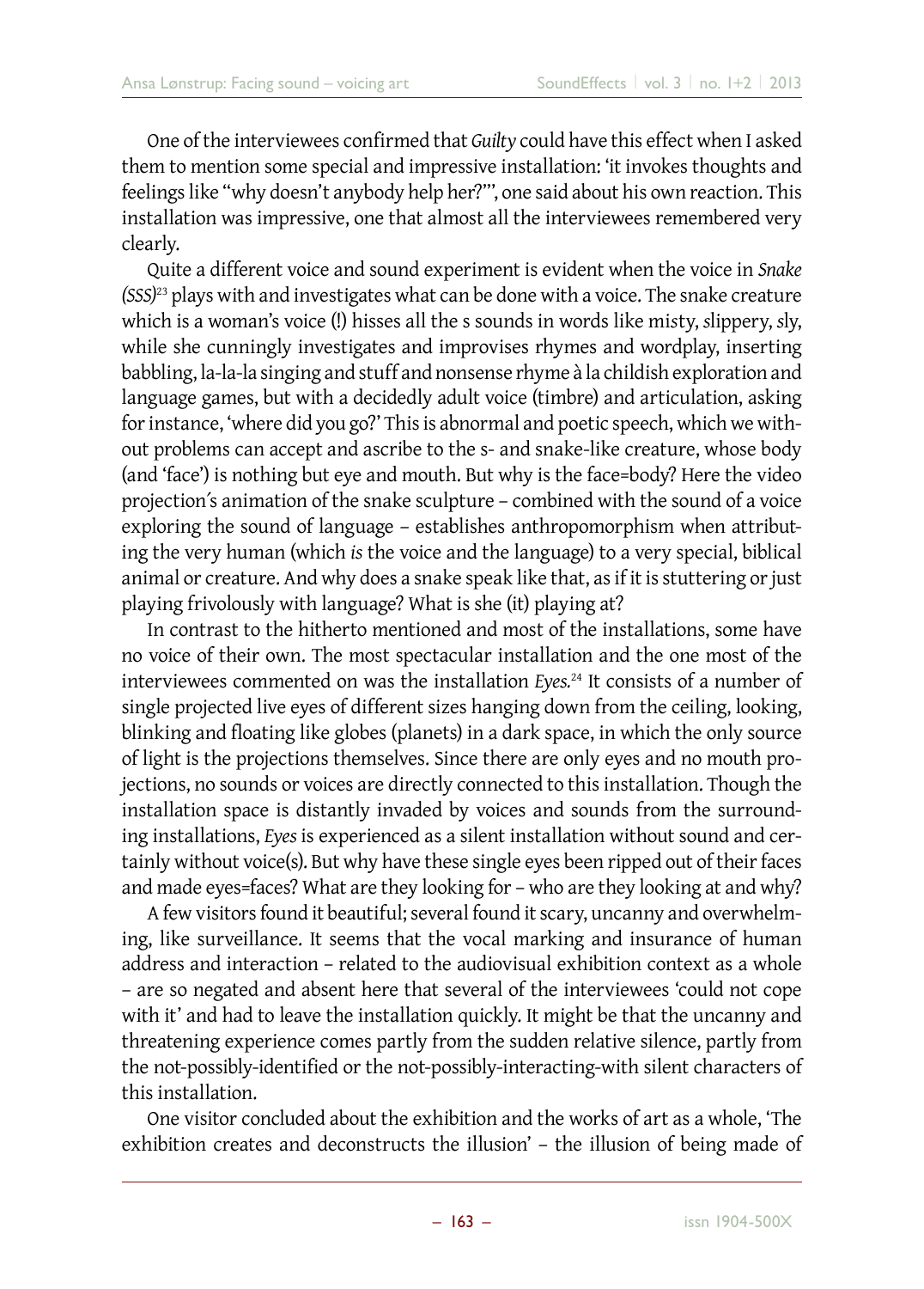One of the interviewees confirmed that *Guilty* could have this effect when I asked them to mention some special and impressive installation: 'it invokes thoughts and feelings like "why doesn't anybody help her?"', one said about his own reaction. This installation was impressive, one that almost all the interviewees remembered very clearly.

Quite a different voice and sound experiment is evident when the voice in *Snake (SSS)*[23] plays with and investigates what can be done with a voice. The snake creature which is a woman's voice (!) hisses all the s sounds in words like misty, slippery, sly, while she cunningly investigates and improvises rhymes and wordplay, inserting babbling, la-la-la singing and stuff and nonsense rhyme à la childish exploration and language games, but with a decidedly adult voice (timbre) and articulation, asking for instance, 'where did you go?' This is abnormal and poetic speech, which we without problems can accept and ascribe to the s- and snake-like creature, whose body (and 'face') is nothing but eye and mouth. But why is the face=body? Here the video projection's animation of the snake sculpture – combined with the sound of a voice exploring the sound of language – establishes anthropomorphism when attributing the very human (which *is* the voice and the language) to a very special, biblical animal or creature. And why does a snake speak like that, as if it is stuttering or just playing frivolously with language? What is she (it) playing at?

In contrast to the hitherto mentioned and most of the installations, some have no voice of their own. The most spectacular installation and the one most of the interviewees commented on was the installation *Eyes*.[24] It consists of a number of single projected live eyes of different sizes hanging down from the ceiling, looking, blinking and floating like globes (planets) in a dark space, in which the only source of light is the projections themselves. Since there are only eyes and no mouth projections, no sounds or voices are directly connected to this installation. Though the installation space is distantly invaded by voices and sounds from the surrounding installations, *Eyes* is experienced as a silent installation without sound and certainly without voice(s). But why have these single eyes been ripped out of their faces and made eyes=faces? What are they looking for – who are they looking at and why?

A few visitors found it beautiful; several found it scary, uncanny and overwhelming, like surveillance. It seems that the vocal marking and insurance of human address and interaction – related to the audiovisual exhibition context as a whole – are so negated and absent here that several of the interviewees 'could not cope with it' and had to leave the installation quickly. It might be that the uncanny and threatening experience comes partly from the sudden relative silence, partly from the not-possibly-identified or the not-possibly-interacting-with silent characters of this installation.

One visitor concluded about the exhibition and the works of art as a whole, 'The exhibition creates and deconstructs the illusion' – the illusion of being made of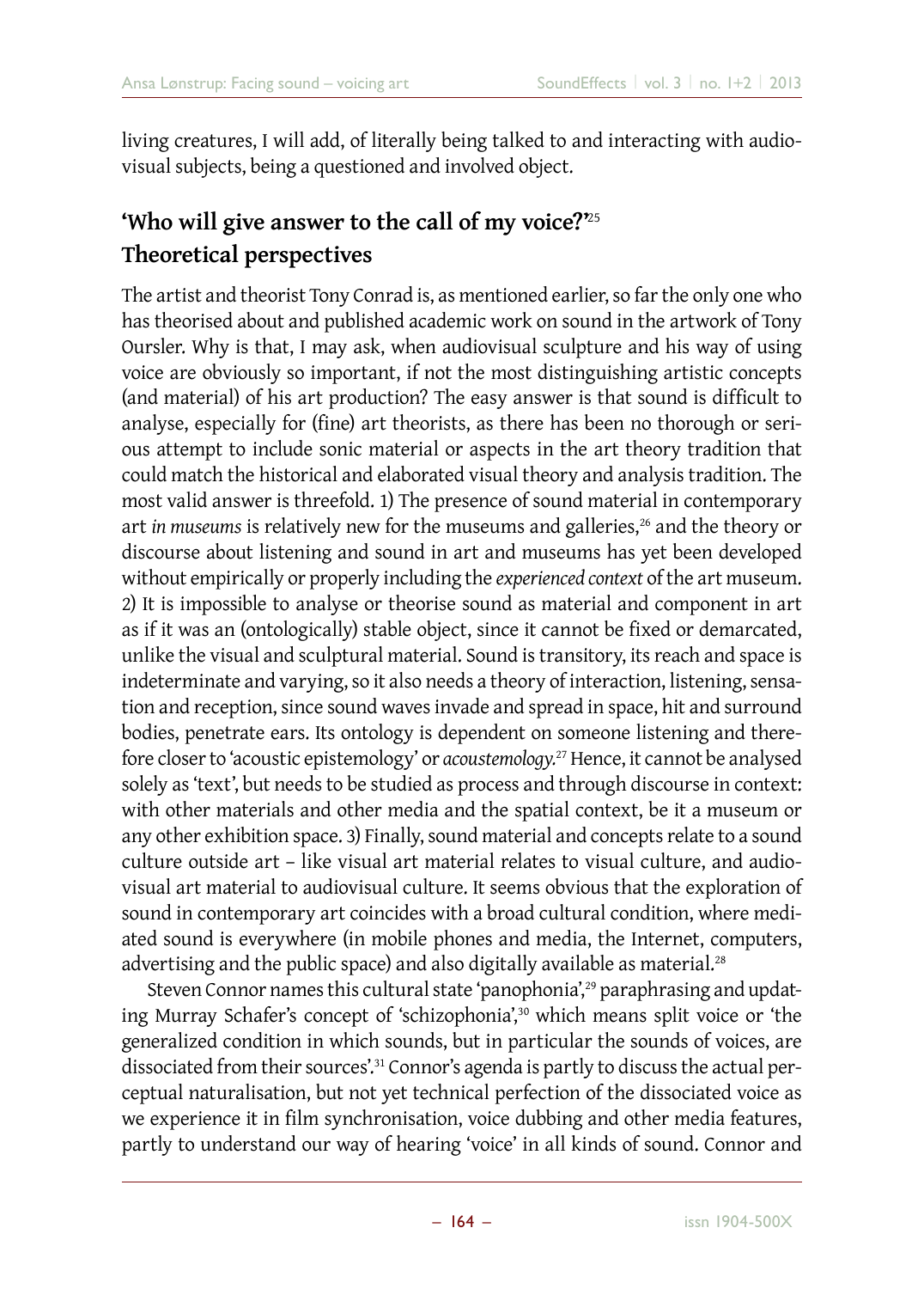living creatures, I will add, of literally being talked to and interacting with audiovisual subjects, being a questioned and involved object.

## 'Who will give answer to the call of my voice?'[25] Theoretical perspectives

The artist and theorist Tony Conrad is, as mentioned earlier, so far the only one who has theorised about and published academic work on sound in the artwork of Tony Oursler. Why is that, I may ask, when audiovisual sculpture and his way of using voice are obviously so important, if not the most distinguishing artistic concepts (and material) of his art production? The easy answer is that sound is difficult to analyse, especially for (fine) art theorists, as there has been no thorough or serious attempt to include sonic material or aspects in the art theory tradition that could match the historical and elaborated visual theory and analysis tradition. The most valid answer is threefold. 1) The presence of sound material in contemporary art *in museums* is relatively new for the museums and galleries,[26] and the theory or discourse about listening and sound in art and museums has yet been developed without empirically or properly including the *experienced context* of the art museum. 2) It is impossible to analyse or theorise sound as material and component in art as if it was an (ontologically) stable object, since it cannot be fixed or demarcated, unlike the visual and sculptural material. Sound is transitory, its reach and space is indeterminate and varying, so it also needs a theory of interaction, listening, sensation and reception, since sound waves invade and spread in space, hit and surround bodies, penetrate ears. Its ontology is dependent on someone listening and therefore closer to 'acoustic epistemology' or *acoustemology*.[27] Hence, it cannot be analysed solely as 'text', but needs to be studied as process and through discourse in context: with other materials and other media and the spatial context, be it a museum or any other exhibition space. 3) Finally, sound material and concepts relate to a sound culture outside art – like visual art material relates to visual culture, and audiovisual art material to audiovisual culture. It seems obvious that the exploration of sound in contemporary art coincides with a broad cultural condition, where mediated sound is everywhere (in mobile phones and media, the Internet, computers, advertising and the public space) and also digitally available as material.[28]

Steven Connor names this cultural state 'panophonia',[29] paraphrasing and updating Murray Schafer's concept of 'schizophonia',[30] which means split voice or 'the generalized condition in which sounds, but in particular the sounds of voices, are dissociated from their sources'.[31] Connor's agenda is partly to discuss the actual perceptual naturalisation, but not yet technical perfection of the dissociated voice as we experience it in film synchronisation, voice dubbing and other media features, partly to understand our way of hearing 'voice' in all kinds of sound. Connor and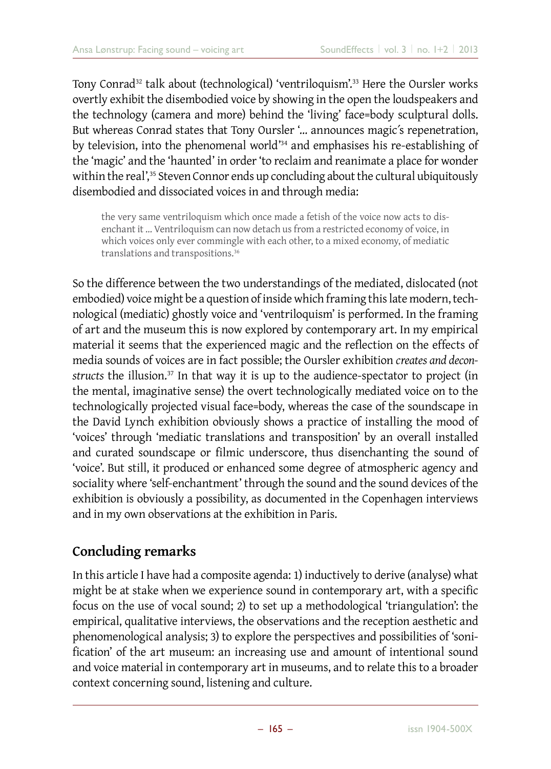Tony Conrad[32] talk about (technological) 'ventriloquism'.[33] Here the Oursler works overtly exhibit the disembodied voice by showing in the open the loudspeakers and the technology (camera and more) behind the 'living' face=body sculptural dolls. But whereas Conrad states that Tony Oursler '... announces magic´s repenetration, by television, into the phenomenal world'[34] and emphasises his re-establishing of the 'magic' and the 'haunted' in order 'to reclaim and reanimate a place for wonder within the real',[35] Steven Connor ends up concluding about the cultural ubiquitously disembodied and dissociated voices in and through media:

> the very same ventriloquism which once made a fetish of the voice now acts to disenchant it ... Ventriloquism can now detach us from a restricted economy of voice, in which voices only ever commingle with each other, to a mixed economy, of mediatic translations and transpositions.[36]

So the difference between the two understandings of the mediated, dislocated (not embodied) voice might be a question of inside which framing this late modern, technological (mediatic) ghostly voice and 'ventriloquism' is performed. In the framing of art and the museum this is now explored by contemporary art. In my empirical material it seems that the experienced magic and the reflection on the effects of media sounds of voices are in fact possible; the Oursler exhibition *creates and deconstructs* the illusion.[37] In that way it is up to the audience-spectator to project (in the mental, imaginative sense) the overt technologically mediated voice on to the technologically projected visual face=body, whereas the case of the soundscape in the David Lynch exhibition obviously shows a practice of installing the mood of 'voices' through 'mediatic translations and transposition' by an overall installed and curated soundscape or filmic underscore, thus disenchanting the sound of 'voice'. But still, it produced or enhanced some degree of atmospheric agency and sociality where 'self-enchantment' through the sound and the sound devices of the exhibition is obviously a possibility, as documented in the Copenhagen interviews and in my own observations at the exhibition in Paris.

## Concluding remarks

In this article I have had a composite agenda: 1) inductively to derive (analyse) what might be at stake when we experience sound in contemporary art, with a specific focus on the use of vocal sound; 2) to set up a methodological 'triangulation': the empirical, qualitative interviews, the observations and the reception aesthetic and phenomenological analysis; 3) to explore the perspectives and possibilities of 'sonification' of the art museum: an increasing use and amount of intentional sound and voice material in contemporary art in museums, and to relate this to a broader context concerning sound, listening and culture.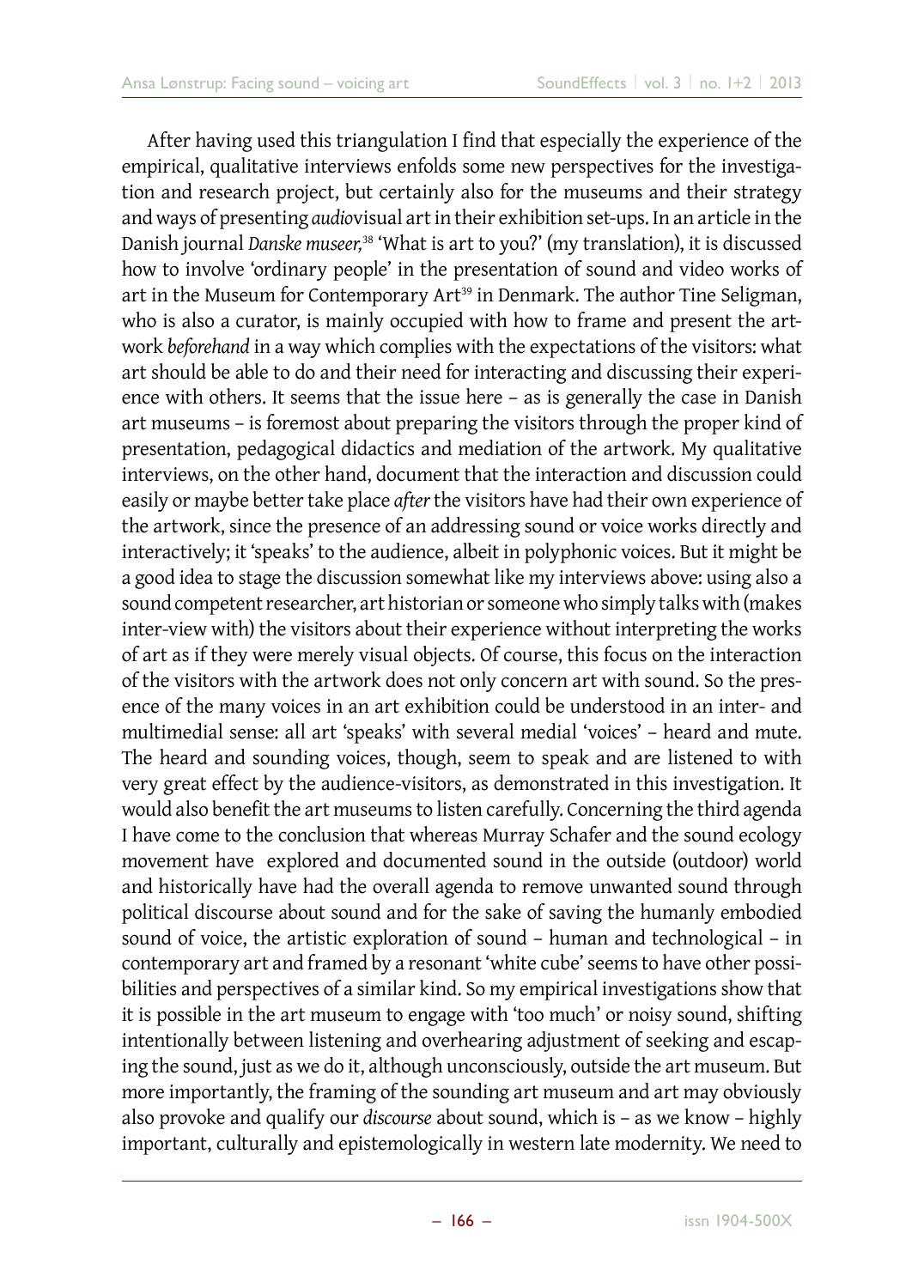After having used this triangulation I find that especially the experience of the empirical, qualitative interviews enfolds some new perspectives for the investigation and research project, but certainly also for the museums and their strategy and ways of presenting *audio*visual art in their exhibition set-ups. In an article in the Danish journal *Danske museer,*[38] 'What is art to you?' (my translation), it is discussed how to involve 'ordinary people' in the presentation of sound and video works of art in the Museum for Contemporary Art[39] in Denmark. The author Tine Seligman, who is also a curator, is mainly occupied with how to frame and present the artwork *beforehand* in a way which complies with the expectations of the visitors: what art should be able to do and their need for interacting and discussing their experience with others. It seems that the issue here – as is generally the case in Danish art museums – is foremost about preparing the visitors through the proper kind of presentation, pedagogical didactics and mediation of the artwork. My qualitative interviews, on the other hand, document that the interaction and discussion could easily or maybe better take place *after* the visitors have had their own experience of the artwork, since the presence of an addressing sound or voice works directly and interactively; it 'speaks' to the audience, albeit in polyphonic voices. But it might be a good idea to stage the discussion somewhat like my interviews above: using also a sound competent researcher, art historian or someone who simply talks with (makes inter-view with) the visitors about their experience without interpreting the works of art as if they were merely visual objects. Of course, this focus on the interaction of the visitors with the artwork does not only concern art with sound. So the presence of the many voices in an art exhibition could be understood in an inter- and multimedial sense: all art 'speaks' with several medial 'voices' – heard and mute. The heard and sounding voices, though, seem to speak and are listened to with very great effect by the audience-visitors, as demonstrated in this investigation. It would also benefit the art museums to listen carefully. Concerning the third agenda I have come to the conclusion that whereas Murray Schafer and the sound ecology movement have explored and documented sound in the outside (outdoor) world and historically have had the overall agenda to remove unwanted sound through political discourse about sound and for the sake of saving the humanly embodied sound of voice, the artistic exploration of sound – human and technological – in contemporary art and framed by a resonant 'white cube' seems to have other possibilities and perspectives of a similar kind. So my empirical investigations show that it is possible in the art museum to engage with 'too much' or noisy sound, shifting intentionally between listening and overhearing adjustment of seeking and escaping the sound, just as we do it, although unconsciously, outside the art museum. But more importantly, the framing of the sounding art museum and art may obviously also provoke and qualify our *discourse* about sound, which is – as we know – highly important, culturally and epistemologically in western late modernity. We need to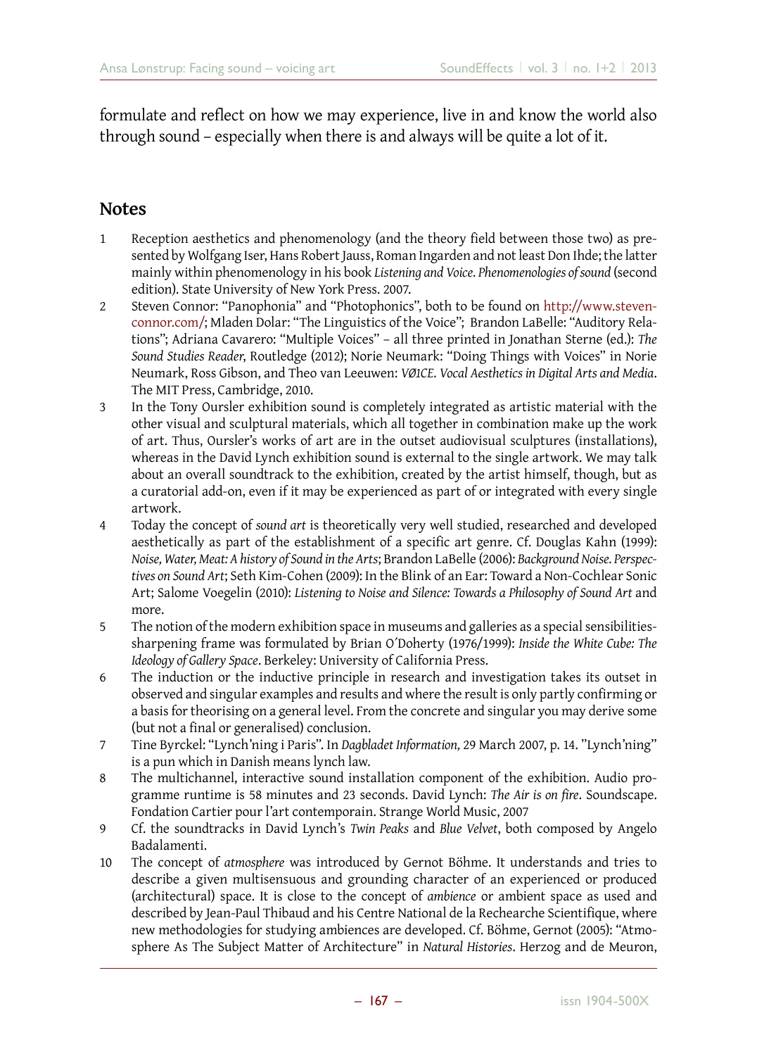formulate and reflect on how we may experience, live in and know the world also through sound – especially when there is and always will be quite a lot of it.

## Notes

1. Reception aesthetics and phenomenology (and the theory field between those two) as presented by Wolfgang Iser, Hans Robert Jauss, Roman Ingarden and not least Don Ihde; the latter mainly within phenomenology in his book *Listening and Voice. Phenomenologies of sound* (second edition). State University of New York Press. 2007.
2. Steven Connor: "Panophonia" and "Photophonics", both to be found on http://www.stevenconnor.com/; Mladen Dolar: "The Linguistics of the Voice"; Brandon LaBelle: "Auditory Relations"; Adriana Cavarero: "Multiple Voices" – all three printed in Jonathan Sterne (ed.): *The Sound Studies Reader*, Routledge (2012); Norie Neumark: "Doing Things with Voices" in Norie Neumark, Ross Gibson, and Theo van Leeuwen: *VØ1CE. Vocal Aesthetics in Digital Arts and Media*. The MIT Press, Cambridge, 2010.
3. In the Tony Oursler exhibition sound is completely integrated as artistic material with the other visual and sculptural materials, which all together in combination make up the work of art. Thus, Oursler's works of art are in the outset audiovisual sculptures (installations), whereas in the David Lynch exhibition sound is external to the single artwork. We may talk about an overall soundtrack to the exhibition, created by the artist himself, though, but as a curatorial add-on, even if it may be experienced as part of or integrated with every single artwork.
4. Today the concept of *sound art* is theoretically very well studied, researched and developed aesthetically as part of the establishment of a specific art genre. Cf. Douglas Kahn (1999): *Noise, Water, Meat: A history of Sound in the Arts*; Brandon LaBelle (2006): *Background Noise. Perspectives on Sound Art*; Seth Kim-Cohen (2009): In the Blink of an Ear: Toward a Non-Cochlear Sonic Art; Salome Voegelin (2010): *Listening to Noise and Silence: Towards a Philosophy of Sound Art* and more.
5. The notion of the modern exhibition space in museums and galleries as a special sensibilities-sharpening frame was formulated by Brian O´Doherty (1976/1999): *Inside the White Cube: The Ideology of Gallery Space*. Berkeley: University of California Press.
6. The induction or the inductive principle in research and investigation takes its outset in observed and singular examples and results and where the result is only partly confirming or a basis for theorising on a general level. From the concrete and singular you may derive some (but not a final or generalised) conclusion.
7. Tine Byrckel: "Lynch'ning i Paris". In *Dagbladet Information,* 29 March 2007, p. 14. "Lynch'ning" is a pun which in Danish means lynch law.
8. The multichannel, interactive sound installation component of the exhibition. Audio programme runtime is 58 minutes and 23 seconds. David Lynch: *The Air is on fire*. Soundscape. Fondation Cartier pour l'art contemporain. Strange World Music, 2007
9. Cf. the soundtracks in David Lynch's *Twin Peaks* and *Blue Velvet*, both composed by Angelo Badalamenti.
10. The concept of *atmosphere* was introduced by Gernot Böhme. It understands and tries to describe a given multisensuous and grounding character of an experienced or produced (architectural) space. It is close to the concept of *ambience* or ambient space as used and described by Jean-Paul Thibaud and his Centre National de la Rechearche Scientifique, where new methodologies for studying ambiences are developed. Cf. Böhme, Gernot (2005): "Atmosphere As The Subject Matter of Architecture" in *Natural Histories*. Herzog and de Meuron,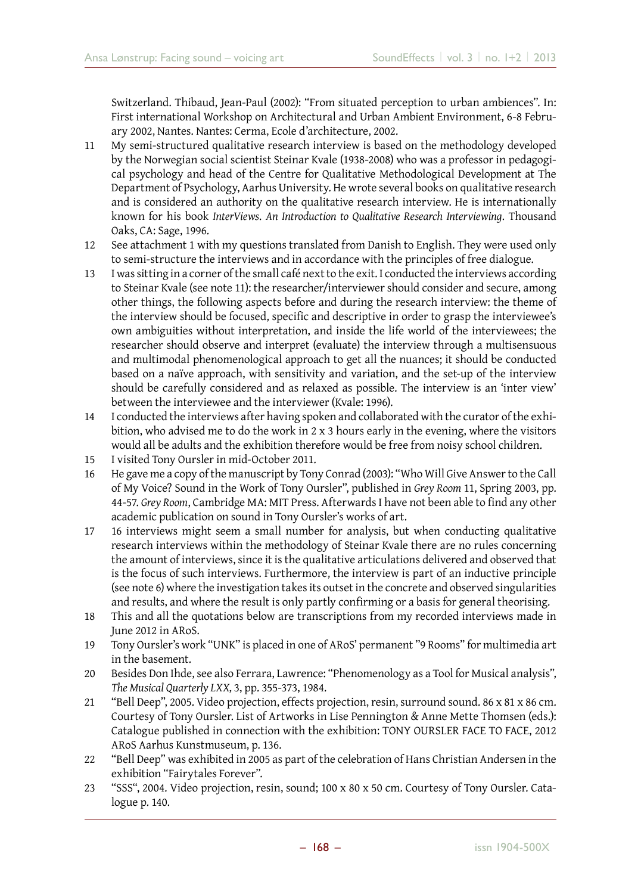Switzerland. Thibaud, Jean-Paul (2002): "From situated perception to urban ambiences". In: First international Workshop on Architectural and Urban Ambient Environment, 6-8 February 2002, Nantes. Nantes: Cerma, Ecole d'architecture, 2002.

11 My semi-structured qualitative research interview is based on the methodology developed by the Norwegian social scientist Steinar Kvale (1938-2008) who was a professor in pedagogical psychology and head of the Centre for Qualitative Methodological Development at The Department of Psychology, Aarhus University. He wrote several books on qualitative research and is considered an authority on the qualitative research interview. He is internationally known for his book *InterViews. An Introduction to Qualitative Research Interviewing*. Thousand Oaks, CA: Sage, 1996.

12 See attachment 1 with my questions translated from Danish to English. They were used only to semi-structure the interviews and in accordance with the principles of free dialogue.

13 I was sitting in a corner of the small café next to the exit. I conducted the interviews according to Steinar Kvale (see note 11): the researcher/interviewer should consider and secure, among other things, the following aspects before and during the research interview: the theme of the interview should be focused, specific and descriptive in order to grasp the interviewee's own ambiguities without interpretation, and inside the life world of the interviewees; the researcher should observe and interpret (evaluate) the interview through a multisensuous and multimodal phenomenological approach to get all the nuances; it should be conducted based on a naïve approach, with sensitivity and variation, and the set-up of the interview should be carefully considered and as relaxed as possible. The interview is an 'inter view' between the interviewee and the interviewer (Kvale: 1996).

14 I conducted the interviews after having spoken and collaborated with the curator of the exhibition, who advised me to do the work in 2 x 3 hours early in the evening, where the visitors would all be adults and the exhibition therefore would be free from noisy school children.

15 I visited Tony Oursler in mid-October 2011.

16 He gave me a copy of the manuscript by Tony Conrad (2003): "Who Will Give Answer to the Call of My Voice? Sound in the Work of Tony Oursler", published in *Grey Room* 11, Spring 2003, pp. 44-57. *Grey Room*, Cambridge MA: MIT Press. Afterwards I have not been able to find any other academic publication on sound in Tony Oursler's works of art.

17 16 interviews might seem a small number for analysis, but when conducting qualitative research interviews within the methodology of Steinar Kvale there are no rules concerning the amount of interviews, since it is the qualitative articulations delivered and observed that is the focus of such interviews. Furthermore, the interview is part of an inductive principle (see note 6) where the investigation takes its outset in the concrete and observed singularities and results, and where the result is only partly confirming or a basis for general theorising.

18 This and all the quotations below are transcriptions from my recorded interviews made in June 2012 in ARoS.

19 Tony Oursler's work "UNK" is placed in one of ARoS' permanent "9 Rooms" for multimedia art in the basement.

20 Besides Don Ihde, see also Ferrara, Lawrence: "Phenomenology as a Tool for Musical analysis", *The Musical Quarterly LXX*, 3, pp. 355-373, 1984.

21 "Bell Deep", 2005. Video projection, effects projection, resin, surround sound. 86 x 81 x 86 cm. Courtesy of Tony Oursler. List of Artworks in Lise Pennington & Anne Mette Thomsen (eds.): Catalogue published in connection with the exhibition: TONY OURSLER FACE TO FACE, 2012 ARoS Aarhus Kunstmuseum, p. 136.

22 "Bell Deep" was exhibited in 2005 as part of the celebration of Hans Christian Andersen in the exhibition "Fairytales Forever".

23 "SSS", 2004. Video projection, resin, sound; 100 x 80 x 50 cm. Courtesy of Tony Oursler. Catalogue p. 140.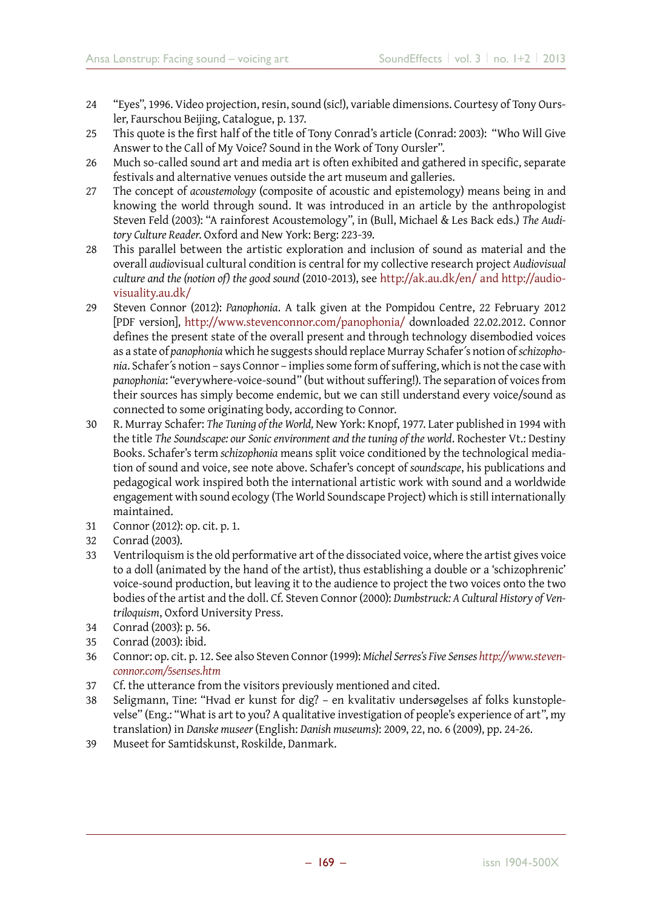24 "Eyes", 1996. Video projection, resin, sound (sic!), variable dimensions. Courtesy of Tony Oursler, Faurschou Beijing, Catalogue, p. 137.

25 This quote is the first half of the title of Tony Conrad's article (Conrad: 2003): "Who Will Give Answer to the Call of My Voice? Sound in the Work of Tony Oursler".

26 Much so-called sound art and media art is often exhibited and gathered in specific, separate festivals and alternative venues outside the art museum and galleries.

27 The concept of *acoustemology* (composite of acoustic and epistemology) means being in and knowing the world through sound. It was introduced in an article by the anthropologist Steven Feld (2003): "A rainforest Acoustemology", in (Bull, Michael & Les Back eds.) *The Auditory Culture Reader*. Oxford and New York: Berg: 223-39.

28 This parallel between the artistic exploration and inclusion of sound as material and the overall *audio*visual cultural condition is central for my collective research project *Audiovisual culture and the (notion of) the good sound* (2010-2013), see http://ak.au.dk/en/ and http://audiovisuality.au.dk/

29 Steven Connor (2012): *Panophonia*. A talk given at the Pompidou Centre, 22 February 2012 [PDF version], http://www.stevenconnor.com/panophonia/ downloaded 22.02.2012. Connor defines the present state of the overall present and through technology disembodied voices as a state of *panophonia* which he suggests should replace Murray Schafer´s notion of *schizophonia*. Schafer´s notion – says Connor – implies some form of suffering, which is not the case with *panophonia*: "everywhere-voice-sound" (but without suffering!). The separation of voices from their sources has simply become endemic, but we can still understand every voice/sound as connected to some originating body, according to Connor.

30 R. Murray Schafer: *The Tuning of the World*, New York: Knopf, 1977. Later published in 1994 with the title *The Soundscape: our Sonic environment and the tuning of the world*. Rochester Vt.: Destiny Books. Schafer's term *schizophonia* means split voice conditioned by the technological mediation of sound and voice, see note above. Schafer's concept of *soundscape*, his publications and pedagogical work inspired both the international artistic work with sound and a worldwide engagement with sound ecology (The World Soundscape Project) which is still internationally maintained.

31 Connor (2012): op. cit. p. 1.

32 Conrad (2003).

33 Ventriloquism is the old performative art of the dissociated voice, where the artist gives voice to a doll (animated by the hand of the artist), thus establishing a double or a 'schizophrenic' voice-sound production, but leaving it to the audience to project the two voices onto the two bodies of the artist and the doll. Cf. Steven Connor (2000): *Dumbstruck: A Cultural History of Ventriloquism*, Oxford University Press.

34 Conrad (2003): p. 56.

35 Conrad (2003): ibid.

36 Connor: op. cit. p. 12. See also Steven Connor (1999): *Michel Serres's Five Senses* *http://www.stevenconnor.com/5senses.htm*

37 Cf. the utterance from the visitors previously mentioned and cited.

38 Seligmann, Tine: "Hvad er kunst for dig? – en kvalitativ undersøgelses af folks kunstoplevelse" (Eng.: "What is art to you? A qualitative investigation of people's experience of art", my translation) in *Danske museer* (English: *Danish museums*): 2009, 22, no. 6 (2009), pp. 24-26.

39 Museet for Samtidskunst, Roskilde, Danmark.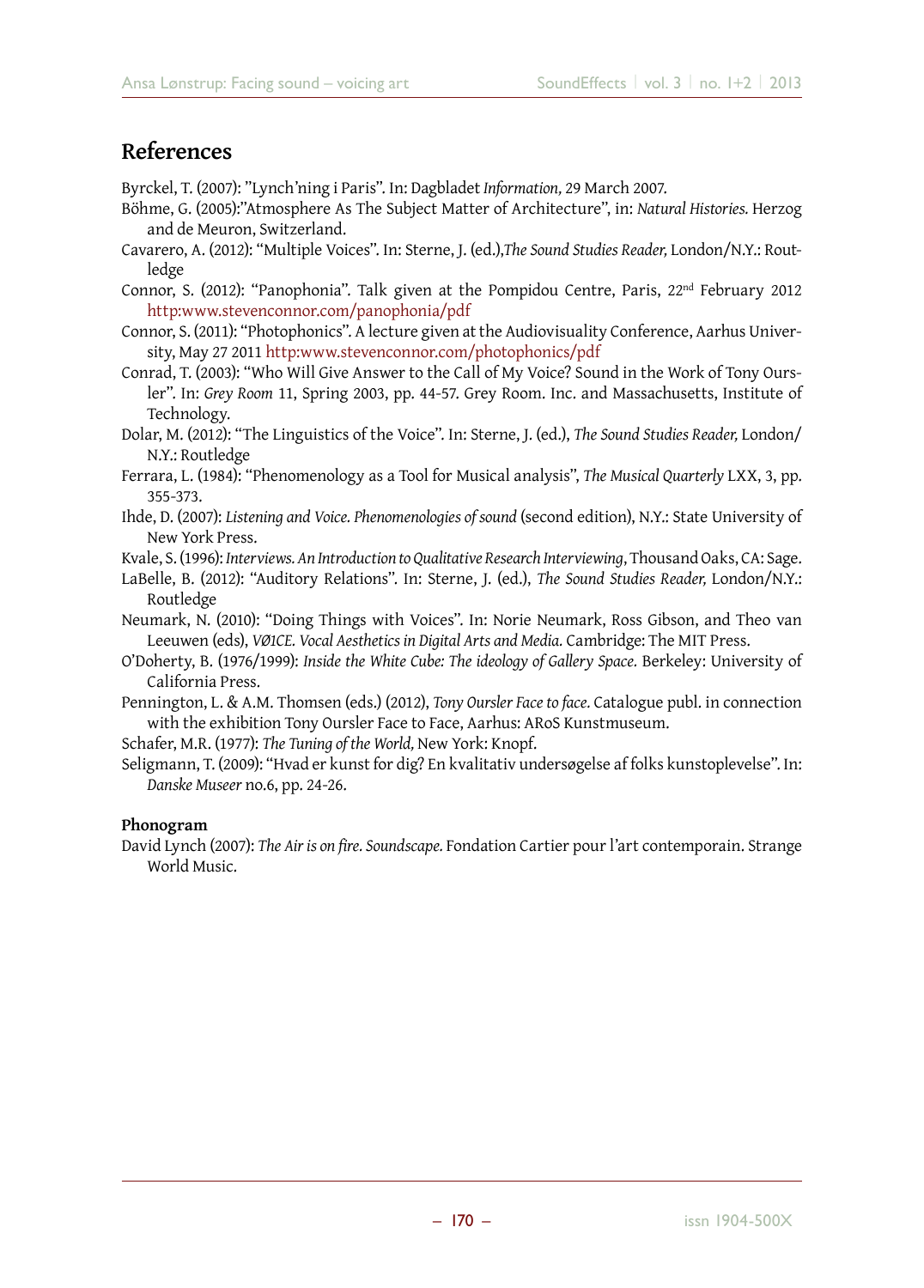## References

Byrckel, T. (2007): "Lynch'ning i Paris". In: Dagbladet *Information*, 29 March 2007.

Böhme, G. (2005):"Atmosphere As The Subject Matter of Architecture", in: *Natural Histories.* Herzog and de Meuron, Switzerland.

Cavarero, A. (2012): "Multiple Voices". In: Sterne, J. (ed.),*The Sound Studies Reader,* London/N.Y.: Routledge

Connor, S. (2012): "Panophonia". Talk given at the Pompidou Centre, Paris, 22nd February 2012 http:www.stevenconnor.com/panophonia/pdf

Connor, S. (2011): "Photophonics". A lecture given at the Audiovisuality Conference, Aarhus University, May 27 2011 http:www.stevenconnor.com/photophonics/pdf

Conrad, T. (2003): "Who Will Give Answer to the Call of My Voice? Sound in the Work of Tony Oursler". In: *Grey Room* 11, Spring 2003, pp. 44-57. Grey Room. Inc. and Massachusetts, Institute of Technology.

Dolar, M. (2012): "The Linguistics of the Voice". In: Sterne, J. (ed.), *The Sound Studies Reader,* London/N.Y.: Routledge

Ferrara, L. (1984): "Phenomenology as a Tool for Musical analysis", *The Musical Quarterly* LXX, 3, pp. 355-373.

Ihde, D. (2007): *Listening and Voice. Phenomenologies of sound* (second edition), N.Y.: State University of New York Press.

Kvale, S. (1996): *Interviews. An Introduction to Qualitative Research Interviewing*, Thousand Oaks, CA: Sage.

LaBelle, B. (2012): "Auditory Relations". In: Sterne, J. (ed.), *The Sound Studies Reader,* London/N.Y.: Routledge

Neumark, N. (2010): "Doing Things with Voices". In: Norie Neumark, Ross Gibson, and Theo van Leeuwen (eds), *VØ1CE. Vocal Aesthetics in Digital Arts and Media.* Cambridge: The MIT Press.

O'Doherty, B. (1976/1999): *Inside the White Cube: The ideology of Gallery Space.* Berkeley: University of California Press.

Pennington, L. & A.M. Thomsen (eds.) (2012), *Tony Oursler Face to face.* Catalogue publ. in connection with the exhibition Tony Oursler Face to Face, Aarhus: ARoS Kunstmuseum.

Schafer, M.R. (1977): *The Tuning of the World,* New York: Knopf.

Seligmann, T. (2009): "Hvad er kunst for dig? En kvalitativ undersøgelse af folks kunstoplevelse". In: *Danske Museer* no.6, pp. 24-26.

**Phonogram**

David Lynch (2007): *The Air is on fire. Soundscape.* Fondation Cartier pour l'art contemporain. Strange World Music.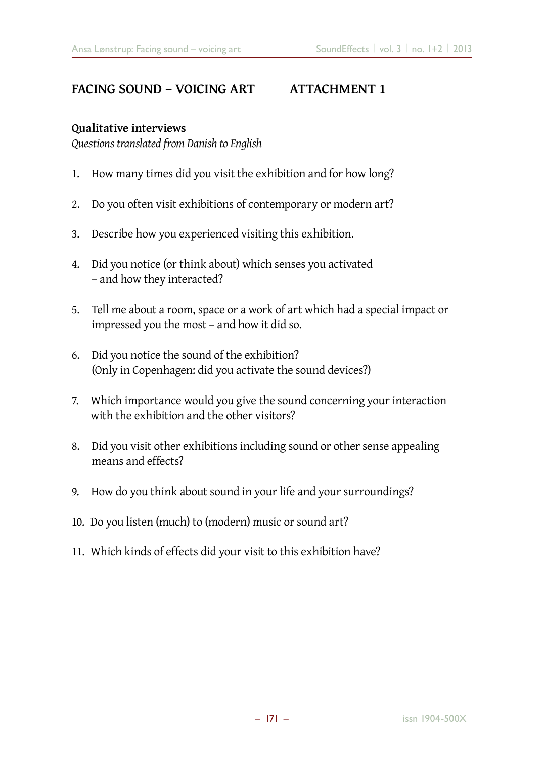## FACING SOUND – VOICING ART ATTACHMENT 1

**Qualitative interviews**

*Questions translated from Danish to English*

1. How many times did you visit the exhibition and for how long?
2. Do you often visit exhibitions of contemporary or modern art?
3. Describe how you experienced visiting this exhibition.
4. Did you notice (or think about) which senses you activated – and how they interacted?
5. Tell me about a room, space or a work of art which had a special impact or impressed you the most – and how it did so.
6. Did you notice the sound of the exhibition? (Only in Copenhagen: did you activate the sound devices?)
7. Which importance would you give the sound concerning your interaction with the exhibition and the other visitors?
8. Did you visit other exhibitions including sound or other sense appealing means and effects?
9. How do you think about sound in your life and your surroundings?
10. Do you listen (much) to (modern) music or sound art?
11. Which kinds of effects did your visit to this exhibition have?